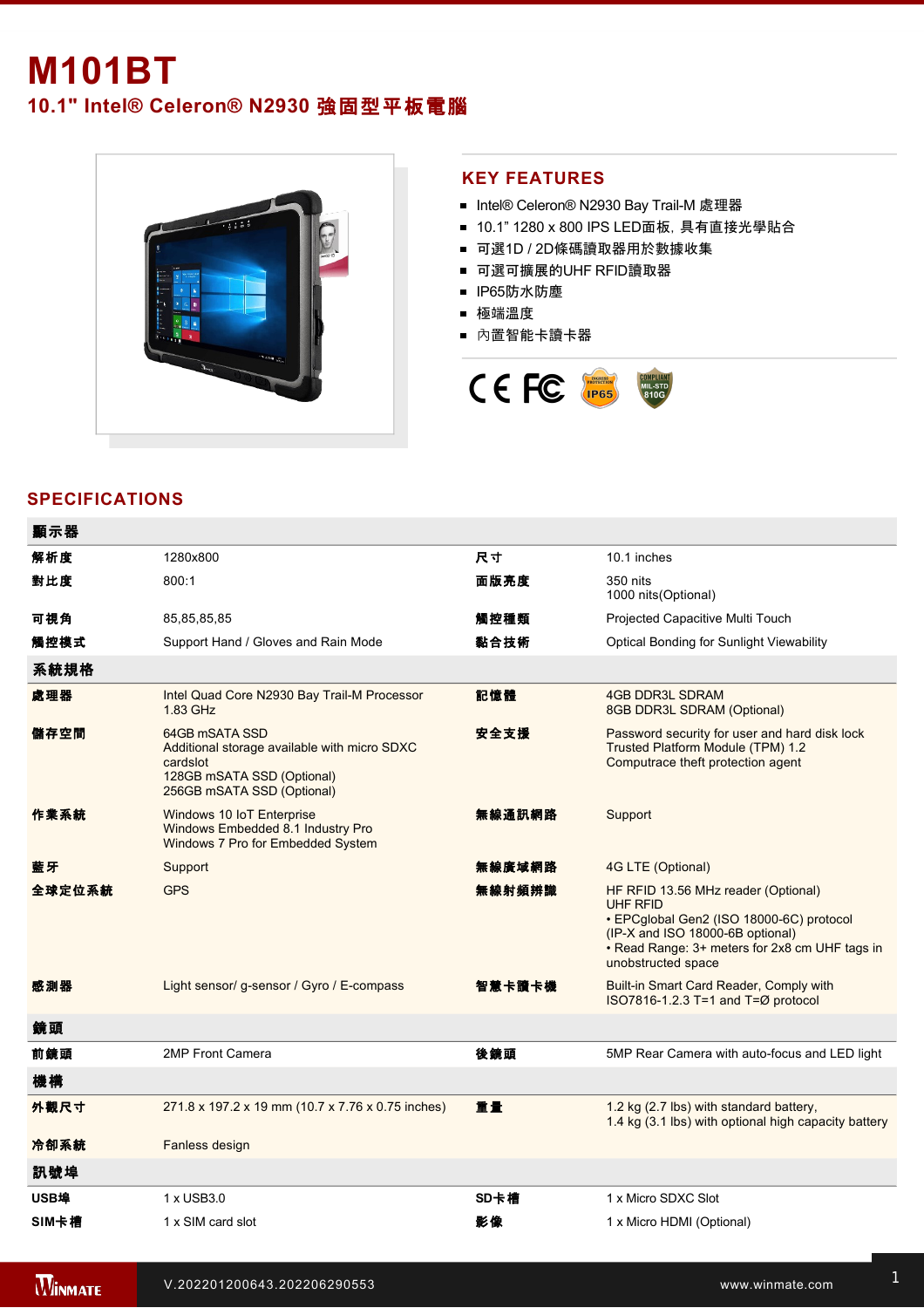# M101BT

## 10.1" Intel® Celeron® N2930 強固型平板電腦

## KEY FEATURES

- Intel® Celeron® N2930 Bay Trail-M 處理器
- 10.1" 1280 x 800 IPS LED面板, 具有直接光學貼合
- 可選1D / 2D條碼讀取器用於數據收集
- 可選可擴展的UHF RFID讀取器
- IP65防水防塵
- 極端溫度
- 內置智能卡讀卡器

## SPECIFICATIONS

| | | | |
|---|---|---|---|
| **顯示器** | | | |
| 解析度 | 1280x800 | 尺寸 | 10.1 inches |
| 對比度 | 800:1 | 面版亮度 | 350 nits<br>1000 nits(Optional) |
| 可視角 | 85,85,85,85 | 觸控種類 | Projected Capacitive Multi Touch |
| 觸控模式 | Support Hand / Gloves and Rain Mode | 黏合技術 | Optical Bonding for Sunlight Viewability |
| **系統規格** | | | |
| 處理器 | Intel Quad Core N2930 Bay Trail-M Processor<br>1.83 GHz | 記憶體 | 4GB DDR3L SDRAM<br>8GB DDR3L SDRAM (Optional) |
| 儲存空間 | 64GB mSATA SSD<br>Additional storage available with micro SDXC cardslot<br>128GB mSATA SSD (Optional)<br>256GB mSATA SSD (Optional) | 安全支援 | Password security for user and hard disk lock<br>Trusted Platform Module (TPM) 1.2<br>Computrace theft protection agent |
| 作業系統 | Windows 10 IoT Enterprise<br>Windows Embedded 8.1 Industry Pro<br>Windows 7 Pro for Embedded System | 無線通訊網路 | Support |
| 藍牙 | Support | 無線廣域網路 | 4G LTE (Optional) |
| 全球定位系統 | GPS | 無線射頻辨識 | HF RFID 13.56 MHz reader (Optional)<br>UHF RFID<br>• EPCglobal Gen2 (ISO 18000-6C) protocol (IP-X and ISO 18000-6B optional)<br>• Read Range: 3+ meters for 2x8 cm UHF tags in unobstructed space |
| 感測器 | Light sensor/ g-sensor / Gyro / E-compass | 智慧卡讀卡機 | Built-in Smart Card Reader, Comply with ISO7816-1.2.3 T=1 and T=Ø protocol |
| **鏡頭** | | | |
| 前鏡頭 | 2MP Front Camera | 後鏡頭 | 5MP Rear Camera with auto-focus and LED light |
| **機構** | | | |
| 外觀尺寸 | 271.8 x 197.2 x 19 mm (10.7 x 7.76 x 0.75 inches) | 重量 | 1.2 kg (2.7 lbs) with standard battery,<br>1.4 kg (3.1 lbs) with optional high capacity battery |
| 冷卻系統 | Fanless design | | |
| **訊號埠** | | | |
| USB埠 | 1 x USB3.0 | SD卡槽 | 1 x Micro SDXC Slot |
| SIM卡槽 | 1 x SIM card slot | 影像 | 1 x Micro HDMI (Optional) |

V.202201200643.202206290553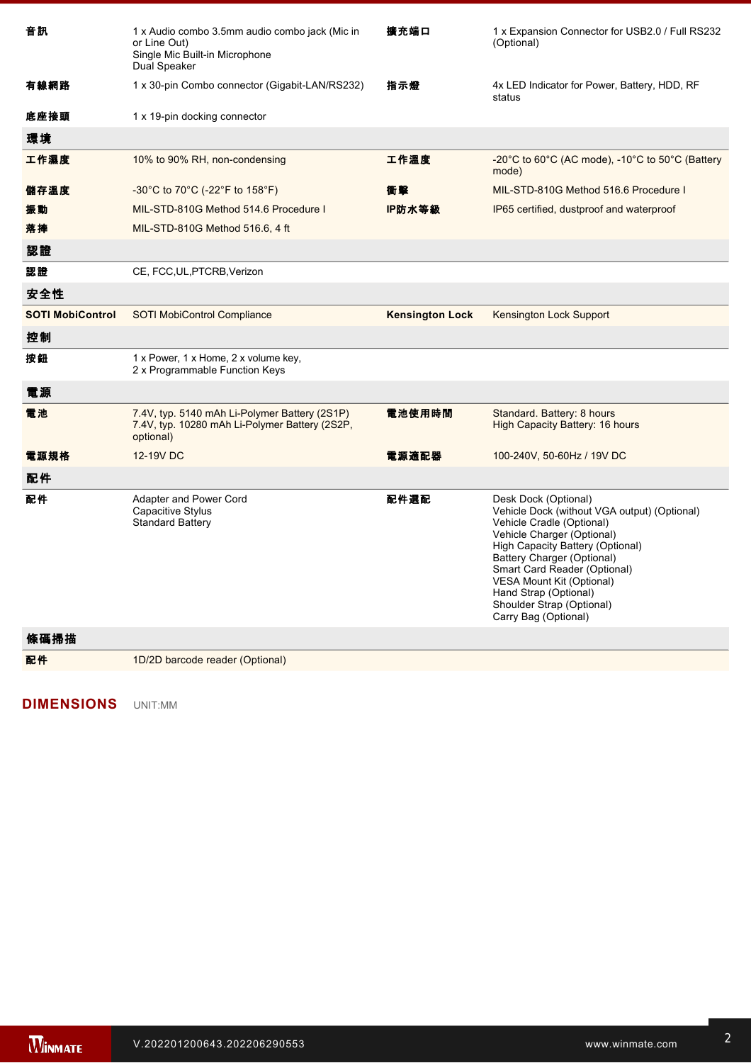| | | | |
|---|---|---|---|
| 音訊 | 1 x Audio combo 3.5mm audio combo jack (Mic in or Line Out)<br>Single Mic Built-in Microphone<br>Dual Speaker | 擴充端口 | 1 x Expansion Connector for USB2.0 / Full RS232 (Optional) |
| 有線網路 | 1 x 30-pin Combo connector (Gigabit-LAN/RS232) | 指示燈 | 4x LED Indicator for Power, Battery, HDD, RF status |
| 底座接頭 | 1 x 19-pin docking connector | | |

## 環境

| | | | |
|---|---|---|---|
| 工作濕度 | 10% to 90% RH, non-condensing | 工作溫度 | -20°C to 60°C (AC mode), -10°C to 50°C (Battery mode) |
| 儲存溫度 | -30°C to 70°C (-22°F to 158°F) | 衝擊 | MIL-STD-810G Method 516.6 Procedure I |
| 振動 | MIL-STD-810G Method 514.6 Procedure I | IP防水等級 | IP65 certified, dustproof and waterproof |
| 落摔 | MIL-STD-810G Method 516.6, 4 ft | | |

## 認證

| | |
|---|---|
| 認證 | CE, FCC,UL,PTCRB,Verizon |

## 安全性

| | | | |
|---|---|---|---|
| SOTI MobiControl | SOTI MobiControl Compliance | Kensington Lock | Kensington Lock Support |

## 控制

| | |
|---|---|
| 按鈕 | 1 x Power, 1 x Home, 2 x volume key,<br>2 x Programmable Function Keys |

## 電源

| | | | |
|---|---|---|---|
| 電池 | 7.4V, typ. 5140 mAh Li-Polymer Battery (2S1P)<br>7.4V, typ. 10280 mAh Li-Polymer Battery (2S2P, optional) | 電池使用時間 | Standard. Battery: 8 hours<br>High Capacity Battery: 16 hours |
| 電源規格 | 12-19V DC | 電源適配器 | 100-240V, 50-60Hz / 19V DC |

## 配件

| | | | |
|---|---|---|---|
| 配件 | Adapter and Power Cord<br>Capacitive Stylus<br>Standard Battery | 配件選配 | Desk Dock (Optional)<br>Vehicle Dock (without VGA output) (Optional)<br>Vehicle Cradle (Optional)<br>Vehicle Charger (Optional)<br>High Capacity Battery (Optional)<br>Battery Charger (Optional)<br>Smart Card Reader (Optional)<br>VESA Mount Kit (Optional)<br>Hand Strap (Optional)<br>Shoulder Strap (Optional)<br>Carry Bag (Optional) |

## 條碼掃描

| | |
|---|---|
| 配件 | 1D/2D barcode reader (Optional) |

## DIMENSIONS

UNIT:MM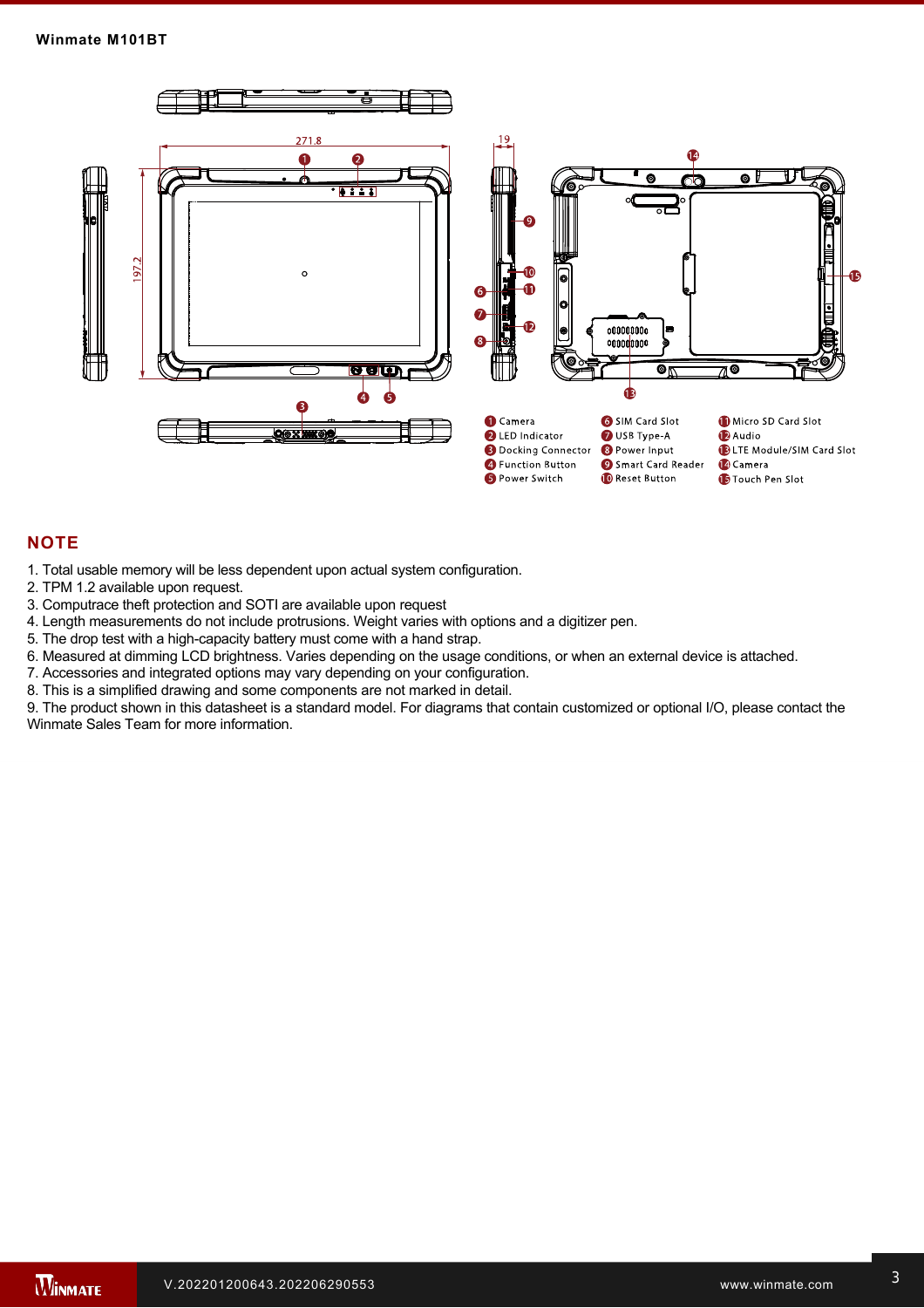**Winmate M101BT**

271.8

19

197.2

1 Camera
2 LED Indicator
3 Docking Connector
4 Function Button
5 Power Switch
6 SIM Card Slot
7 USB Type-A
8 Power Input
9 Smart Card Reader
10 Reset Button
11 Micro SD Card Slot
12 Audio
13 LTE Module/SIM Card Slot
14 Camera
15 Touch Pen Slot

## NOTE

1. Total usable memory will be less dependent upon actual system configuration.
2. TPM 1.2 available upon request.
3. Computrace theft protection and SOTI are available upon request
4. Length measurements do not include protrusions. Weight varies with options and a digitizer pen.
5. The drop test with a high-capacity battery must come with a hand strap.
6. Measured at dimming LCD brightness. Varies depending on the usage conditions, or when an external device is attached.
7. Accessories and integrated options may vary depending on your configuration.
8. This is a simplified drawing and some components are not marked in detail.
9. The product shown in this datasheet is a standard model. For diagrams that contain customized or optional I/O, please contact the Winmate Sales Team for more information.